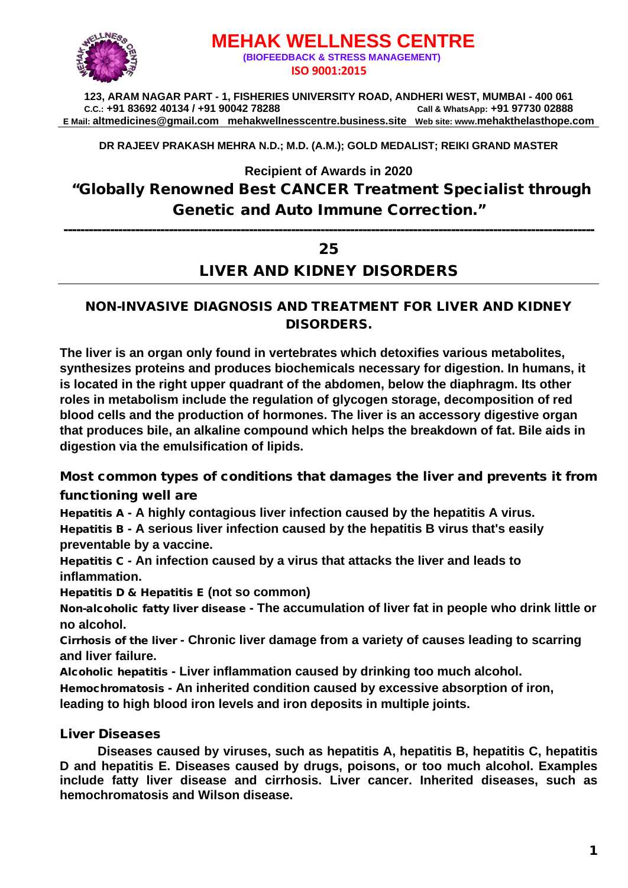# MEHAK WELLNESS CENTRE

**(BIOFEEDBACK & STRESS MANAGEMENT)**

**ISO 9001:2015**

**123, ARAM NAGAR PART - 1, FISHERIES UNIVERSITY ROAD, ANDHERI WEST, MUMBAI - 400 061**
**C.C.: +91 83692 40134 / +91 90042 78288** **Call & WhatsApp: +91 97730 02888**
**E Mail: altmedicines@gmail.com mehakwellnesscentre.business.site Web site: www.mehakthelasthope.com**

**DR RAJEEV PRAKASH MEHRA N.D.; M.D. (A.M.); GOLD MEDALIST; REIKI GRAND MASTER**

**Recipient of Awards in 2020**

## "Globally Renowned Best CANCER Treatment Specialist through Genetic and Auto Immune Correction."

---

## 25

## LIVER AND KIDNEY DISORDERS

### NON-INVASIVE DIAGNOSIS AND TREATMENT FOR LIVER AND KIDNEY DISORDERS.

**The liver is an organ only found in vertebrates which detoxifies various metabolites, synthesizes proteins and produces biochemicals necessary for digestion. In humans, it is located in the right upper quadrant of the abdomen, below the diaphragm. Its other roles in metabolism include the regulation of glycogen storage, decomposition of red blood cells and the production of hormones. The liver is an accessory digestive organ that produces bile, an alkaline compound which helps the breakdown of fat. Bile aids in digestion via the emulsification of lipids.**

### Most common types of conditions that damages the liver and prevents it from functioning well are

**Hepatitis A - A highly contagious liver infection caused by the hepatitis A virus.**
**Hepatitis B - A serious liver infection caused by the hepatitis B virus that's easily preventable by a vaccine.**
**Hepatitis C - An infection caused by a virus that attacks the liver and leads to inflammation.**
**Hepatitis D & Hepatitis E (not so common)**
**Non-alcoholic fatty liver disease - The accumulation of liver fat in people who drink little or no alcohol.**
**Cirrhosis of the liver - Chronic liver damage from a variety of causes leading to scarring and liver failure.**
**Alcoholic hepatitis - Liver inflammation caused by drinking too much alcohol.**
**Hemochromatosis - An inherited condition caused by excessive absorption of iron, leading to high blood iron levels and iron deposits in multiple joints.**

### Liver Diseases

**Diseases caused by viruses, such as hepatitis A, hepatitis B, hepatitis C, hepatitis D and hepatitis E. Diseases caused by drugs, poisons, or too much alcohol. Examples include fatty liver disease and cirrhosis. Liver cancer. Inherited diseases, such as hemochromatosis and Wilson disease.**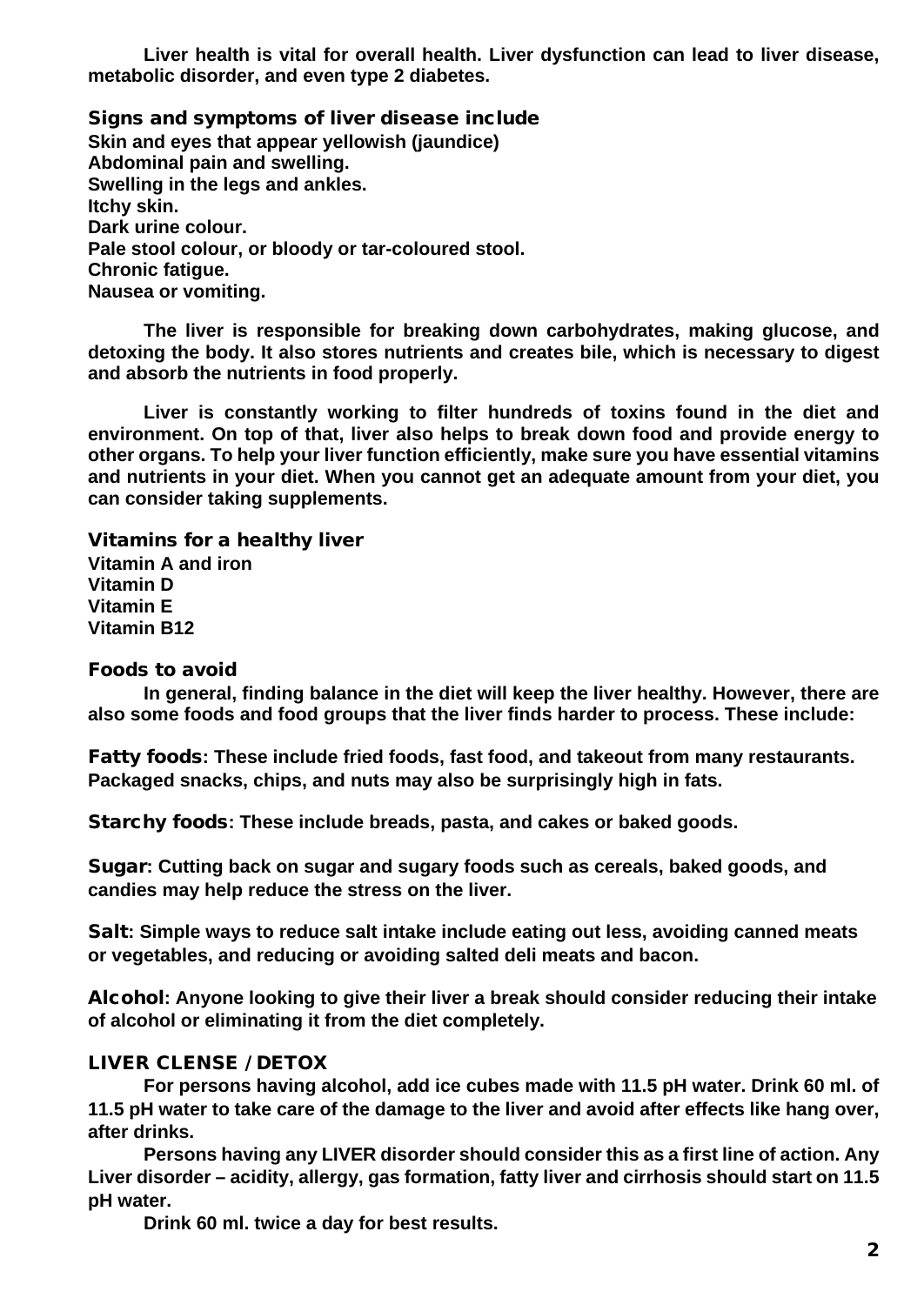**Liver health is vital for overall health. Liver dysfunction can lead to liver disease, metabolic disorder, and even type 2 diabetes.**

## Signs and symptoms of liver disease include

**Skin and eyes that appear yellowish (jaundice)**
**Abdominal pain and swelling.**
**Swelling in the legs and ankles.**
**Itchy skin.**
**Dark urine colour.**
**Pale stool colour, or bloody or tar-coloured stool.**
**Chronic fatigue.**
**Nausea or vomiting.**

**The liver is responsible for breaking down carbohydrates, making glucose, and detoxing the body. It also stores nutrients and creates bile, which is necessary to digest and absorb the nutrients in food properly.**

**Liver is constantly working to filter hundreds of toxins found in the diet and environment. On top of that, liver also helps to break down food and provide energy to other organs. To help your liver function efficiently, make sure you have essential vitamins and nutrients in your diet. When you cannot get an adequate amount from your diet, you can consider taking supplements.**

## Vitamins for a healthy liver

**Vitamin A and iron**
**Vitamin D**
**Vitamin E**
**Vitamin B12**

## Foods to avoid

**In general, finding balance in the diet will keep the liver healthy. However, there are also some foods and food groups that the liver finds harder to process. These include:**

**Fatty foods: These include fried foods, fast food, and takeout from many restaurants. Packaged snacks, chips, and nuts may also be surprisingly high in fats.**

**Starchy foods: These include breads, pasta, and cakes or baked goods.**

**Sugar: Cutting back on sugar and sugary foods such as cereals, baked goods, and candies may help reduce the stress on the liver.**

**Salt: Simple ways to reduce salt intake include eating out less, avoiding canned meats or vegetables, and reducing or avoiding salted deli meats and bacon.**

**Alcohol: Anyone looking to give their liver a break should consider reducing their intake of alcohol or eliminating it from the diet completely.**

## LIVER CLENSE / DETOX

**For persons having alcohol, add ice cubes made with 11.5 pH water. Drink 60 ml. of 11.5 pH water to take care of the damage to the liver and avoid after effects like hang over, after drinks.**

**Persons having any LIVER disorder should consider this as a first line of action. Any Liver disorder – acidity, allergy, gas formation, fatty liver and cirrhosis should start on 11.5 pH water.**

**Drink 60 ml. twice a day for best results.**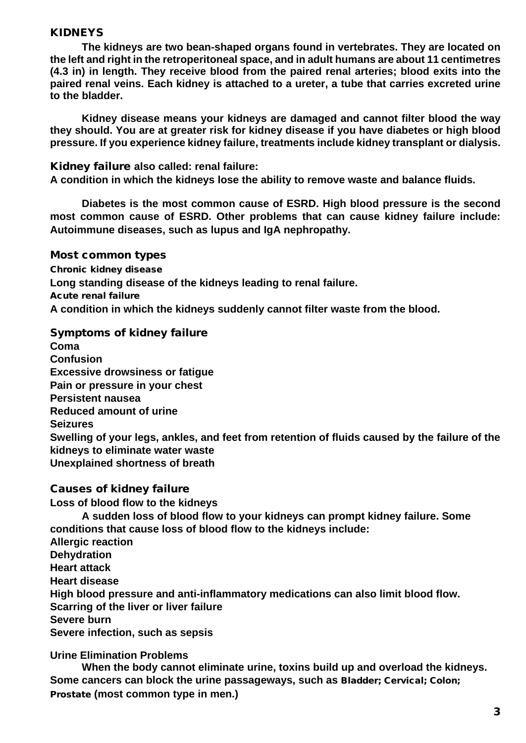## KIDNEYS

**The kidneys are two bean-shaped organs found in vertebrates. They are located on the left and right in the retroperitoneal space, and in adult humans are about 11 centimetres (4.3 in) in length. They receive blood from the paired renal arteries; blood exits into the paired renal veins. Each kidney is attached to a ureter, a tube that carries excreted urine to the bladder.**

**Kidney disease means your kidneys are damaged and cannot filter blood the way they should. You are at greater risk for kidney disease if you have diabetes or high blood pressure. If you experience kidney failure, treatments include kidney transplant or dialysis.**

### Kidney failure **also called: renal failure:**

**A condition in which the kidneys lose the ability to remove waste and balance fluids.**

**Diabetes is the most common cause of ESRD. High blood pressure is the second most common cause of ESRD. Other problems that can cause kidney failure include: Autoimmune diseases, such as lupus and IgA nephropathy.**

### Most common types

**Chronic kidney disease**

**Long standing disease of the kidneys leading to renal failure.**

**Acute renal failure**

**A condition in which the kidneys suddenly cannot filter waste from the blood.**

### Symptoms of kidney failure

**Coma**
**Confusion**
**Excessive drowsiness or fatigue**
**Pain or pressure in your chest**
**Persistent nausea**
**Reduced amount of urine**
**Seizures**
**Swelling of your legs, ankles, and feet from retention of fluids caused by the failure of the kidneys to eliminate water waste**
**Unexplained shortness of breath**

### Causes of kidney failure

**Loss of blood flow to the kidneys**

**A sudden loss of blood flow to your kidneys can prompt kidney failure. Some conditions that cause loss of blood flow to the kidneys include:**

**Allergic reaction**
**Dehydration**
**Heart attack**
**Heart disease**
**High blood pressure and anti-inflammatory medications can also limit blood flow.**
**Scarring of the liver or liver failure**
**Severe burn**
**Severe infection, such as sepsis**

**Urine Elimination Problems**

**When the body cannot eliminate urine, toxins build up and overload the kidneys. Some cancers can block the urine passageways, such as Bladder; Cervical; Colon; Prostate (most common type in men.)**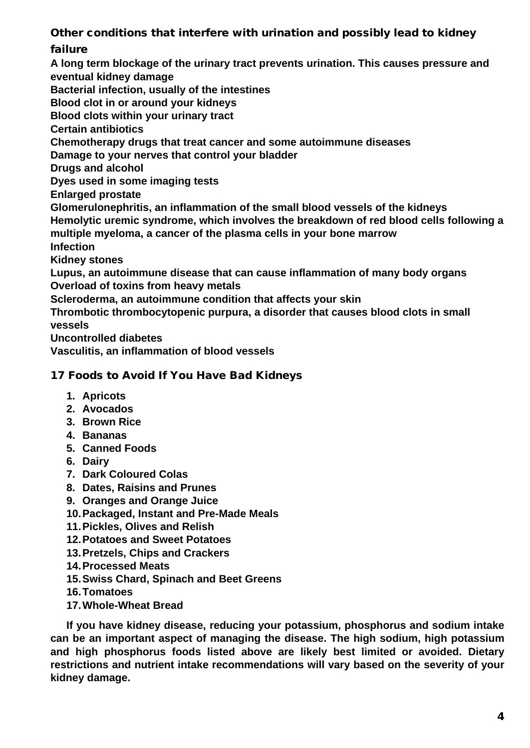## Other conditions that interfere with urination and possibly lead to kidney failure

**A long term blockage of the urinary tract prevents urination. This causes pressure and eventual kidney damage**
**Bacterial infection, usually of the intestines**
**Blood clot in or around your kidneys**
**Blood clots within your urinary tract**
**Certain antibiotics**
**Chemotherapy drugs that treat cancer and some autoimmune diseases**
**Damage to your nerves that control your bladder**
**Drugs and alcohol**
**Dyes used in some imaging tests**
**Enlarged prostate**
**Glomerulonephritis, an inflammation of the small blood vessels of the kidneys**
**Hemolytic uremic syndrome, which involves the breakdown of red blood cells following a multiple myeloma, a cancer of the plasma cells in your bone marrow**
**Infection**
**Kidney stones**
**Lupus, an autoimmune disease that can cause inflammation of many body organs**
**Overload of toxins from heavy metals**
**Scleroderma, an autoimmune condition that affects your skin**
**Thrombotic thrombocytopenic purpura, a disorder that causes blood clots in small vessels**
**Uncontrolled diabetes**
**Vasculitis, an inflammation of blood vessels**

## 17 Foods to Avoid If You Have Bad Kidneys

1. **Apricots**
2. **Avocados**
3. **Brown Rice**
4. **Bananas**
5. **Canned Foods**
6. **Dairy**
7. **Dark Coloured Colas**
8. **Dates, Raisins and Prunes**
9. **Oranges and Orange Juice**
10. **Packaged, Instant and Pre-Made Meals**
11. **Pickles, Olives and Relish**
12. **Potatoes and Sweet Potatoes**
13. **Pretzels, Chips and Crackers**
14. **Processed Meats**
15. **Swiss Chard, Spinach and Beet Greens**
16. **Tomatoes**
17. **Whole-Wheat Bread**

**If you have kidney disease, reducing your potassium, phosphorus and sodium intake can be an important aspect of managing the disease. The high sodium, high potassium and high phosphorus foods listed above are likely best limited or avoided. Dietary restrictions and nutrient intake recommendations will vary based on the severity of your kidney damage.**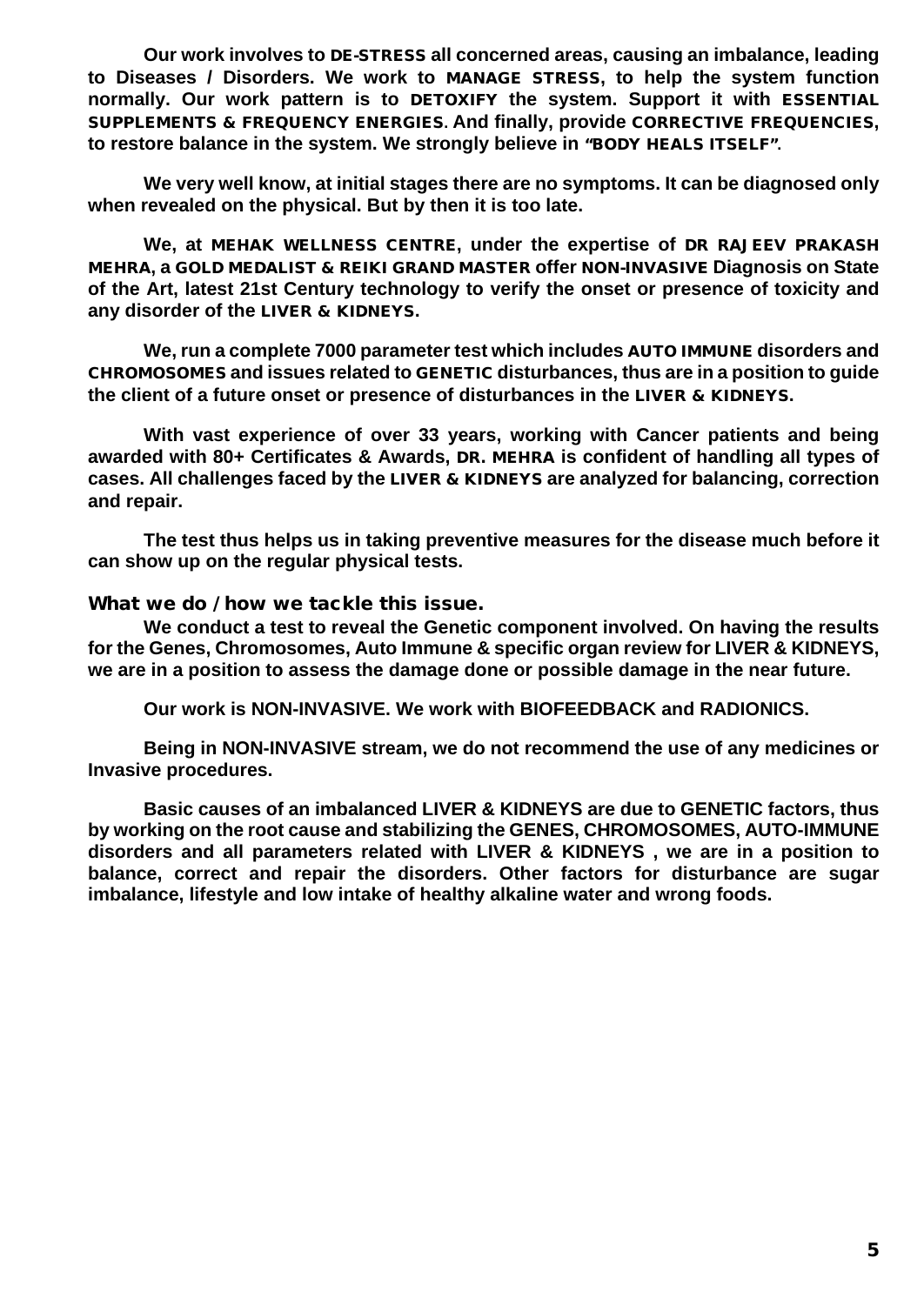**Our work involves to DE-STRESS all concerned areas, causing an imbalance, leading to Diseases / Disorders. We work to MANAGE STRESS, to help the system function normally. Our work pattern is to DETOXIFY the system. Support it with ESSENTIAL SUPPLEMENTS & FREQUENCY ENERGIES. And finally, provide CORRECTIVE FREQUENCIES, to restore balance in the system. We strongly believe in "BODY HEALS ITSELF".**

**We very well know, at initial stages there are no symptoms. It can be diagnosed only when revealed on the physical. But by then it is too late.**

**We, at MEHAK WELLNESS CENTRE, under the expertise of DR RAJEEV PRAKASH MEHRA, a GOLD MEDALIST & REIKI GRAND MASTER offer NON-INVASIVE Diagnosis on State of the Art, latest 21st Century technology to verify the onset or presence of toxicity and any disorder of the LIVER & KIDNEYS.**

**We, run a complete 7000 parameter test which includes AUTO IMMUNE disorders and CHROMOSOMES and issues related to GENETIC disturbances, thus are in a position to guide the client of a future onset or presence of disturbances in the LIVER & KIDNEYS.**

**With vast experience of over 33 years, working with Cancer patients and being awarded with 80+ Certificates & Awards, DR. MEHRA is confident of handling all types of cases. All challenges faced by the LIVER & KIDNEYS are analyzed for balancing, correction and repair.**

**The test thus helps us in taking preventive measures for the disease much before it can show up on the regular physical tests.**

## What we do / how we tackle this issue.

**We conduct a test to reveal the Genetic component involved. On having the results for the Genes, Chromosomes, Auto Immune & specific organ review for LIVER & KIDNEYS, we are in a position to assess the damage done or possible damage in the near future.**

**Our work is NON-INVASIVE. We work with BIOFEEDBACK and RADIONICS.**

**Being in NON-INVASIVE stream, we do not recommend the use of any medicines or Invasive procedures.**

**Basic causes of an imbalanced LIVER & KIDNEYS are due to GENETIC factors, thus by working on the root cause and stabilizing the GENES, CHROMOSOMES, AUTO-IMMUNE disorders and all parameters related with LIVER & KIDNEYS , we are in a position to balance, correct and repair the disorders. Other factors for disturbance are sugar imbalance, lifestyle and low intake of healthy alkaline water and wrong foods.**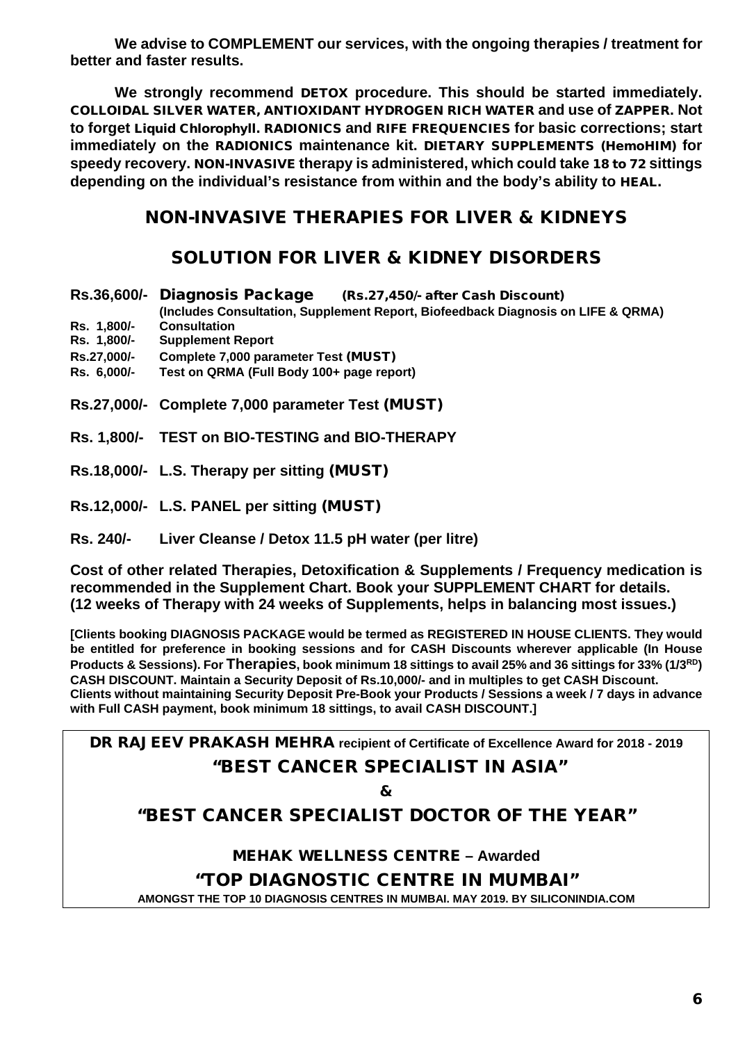**We advise to COMPLEMENT our services, with the ongoing therapies / treatment for better and faster results.**

**We strongly recommend DETOX procedure. This should be started immediately. COLLOIDAL SILVER WATER, ANTIOXIDANT HYDROGEN RICH WATER and use of ZAPPER. Not to forget Liquid Chlorophyll. RADIONICS and RIFE FREQUENCIES for basic corrections; start immediately on the RADIONICS maintenance kit. DIETARY SUPPLEMENTS (HemoHIM) for speedy recovery. NON-INVASIVE therapy is administered, which could take 18 to 72 sittings depending on the individual's resistance from within and the body's ability to HEAL.**

## NON-INVASIVE THERAPIES FOR LIVER & KIDNEYS

## SOLUTION FOR LIVER & KIDNEY DISORDERS

**Rs.36,600/- Diagnosis Package (Rs.27,450/- after Cash Discount)**
**(Includes Consultation, Supplement Report, Biofeedback Diagnosis on LIFE & QRMA)**

- **Rs. 1,800/- Consultation**
- **Rs. 1,800/- Supplement Report**
- **Rs.27,000/- Complete 7,000 parameter Test (MUST)**
- **Rs. 6,000/- Test on QRMA (Full Body 100+ page report)**

**Rs.27,000/- Complete 7,000 parameter Test (MUST)**

**Rs. 1,800/- TEST on BIO-TESTING and BIO-THERAPY**

**Rs.18,000/- L.S. Therapy per sitting (MUST)**

**Rs.12,000/- L.S. PANEL per sitting (MUST)**

**Rs. 240/- Liver Cleanse / Detox 11.5 pH water (per litre)**

**Cost of other related Therapies, Detoxification & Supplements / Frequency medication is recommended in the Supplement Chart. Book your SUPPLEMENT CHART for details. (12 weeks of Therapy with 24 weeks of Supplements, helps in balancing most issues.)**

**[Clients booking DIAGNOSIS PACKAGE would be termed as REGISTERED IN HOUSE CLIENTS. They would be entitled for preference in booking sessions and for CASH Discounts wherever applicable (In House Products & Sessions). For Therapies, book minimum 18 sittings to avail 25% and 36 sittings for 33% (1/3RD) CASH DISCOUNT. Maintain a Security Deposit of Rs.10,000/- and in multiples to get CASH Discount. Clients without maintaining Security Deposit Pre-Book your Products / Sessions a week / 7 days in advance with Full CASH payment, book minimum 18 sittings, to avail CASH DISCOUNT.]**

**DR RAJEEV PRAKASH MEHRA recipient of Certificate of Excellence Award for 2018 - 2019**

**"BEST CANCER SPECIALIST IN ASIA"**

**&**

**"BEST CANCER SPECIALIST DOCTOR OF THE YEAR"**

**MEHAK WELLNESS CENTRE – Awarded**

**"TOP DIAGNOSTIC CENTRE IN MUMBAI"**

**AMONGST THE TOP 10 DIAGNOSIS CENTRES IN MUMBAI. MAY 2019. BY SILICONINDIA.COM**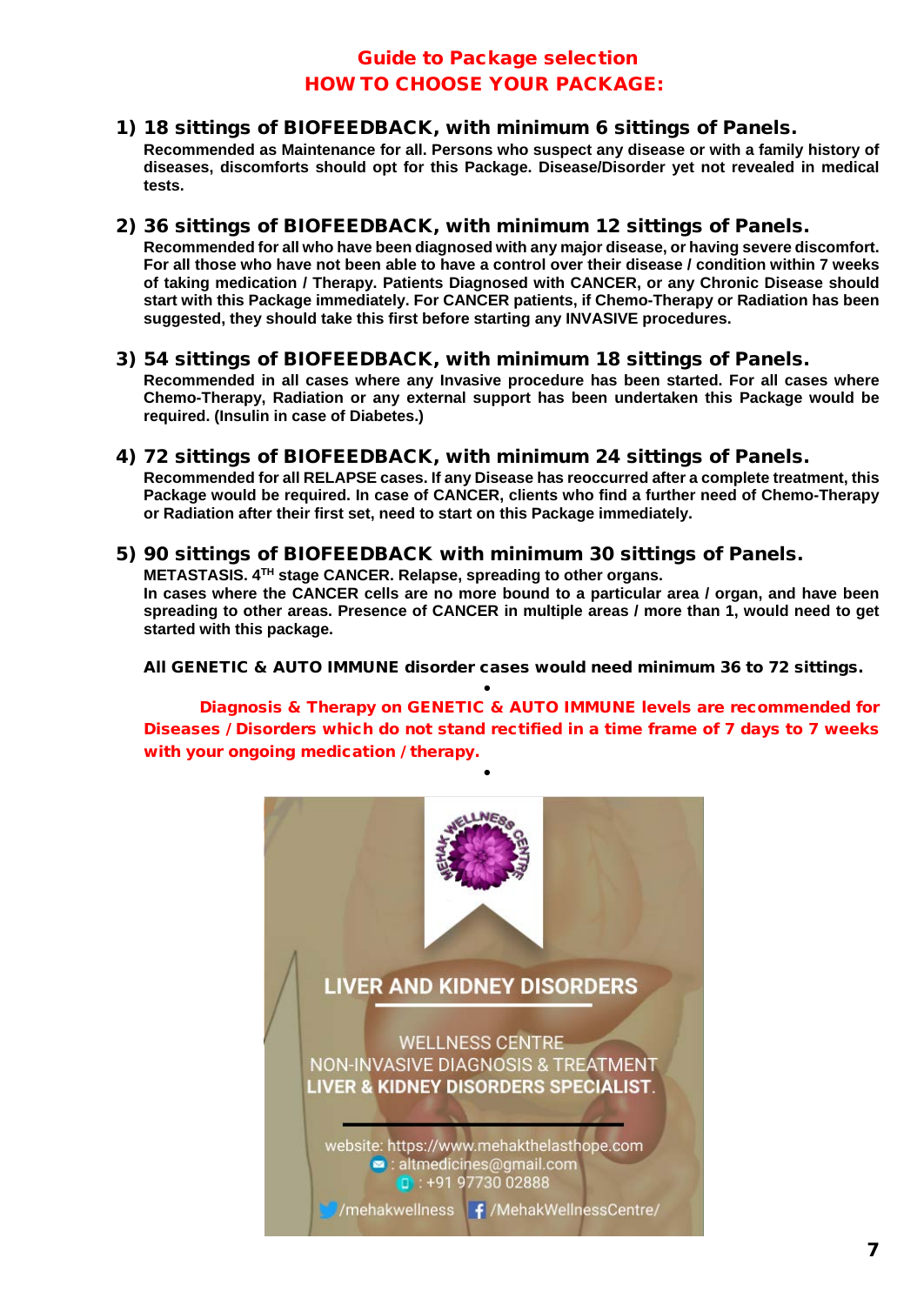## Guide to Package selection
## HOW TO CHOOSE YOUR PACKAGE:

### 1) 18 sittings of BIOFEEDBACK, with minimum 6 sittings of Panels.

**Recommended as Maintenance for all. Persons who suspect any disease or with a family history of diseases, discomforts should opt for this Package. Disease/Disorder yet not revealed in medical tests.**

### 2) 36 sittings of BIOFEEDBACK, with minimum 12 sittings of Panels.

**Recommended for all who have been diagnosed with any major disease, or having severe discomfort. For all those who have not been able to have a control over their disease / condition within 7 weeks of taking medication / Therapy. Patients Diagnosed with CANCER, or any Chronic Disease should start with this Package immediately. For CANCER patients, if Chemo-Therapy or Radiation has been suggested, they should take this first before starting any INVASIVE procedures.**

### 3) 54 sittings of BIOFEEDBACK, with minimum 18 sittings of Panels.

**Recommended in all cases where any Invasive procedure has been started. For all cases where Chemo-Therapy, Radiation or any external support has been undertaken this Package would be required. (Insulin in case of Diabetes.)**

### 4) 72 sittings of BIOFEEDBACK, with minimum 24 sittings of Panels.

**Recommended for all RELAPSE cases. If any Disease has reoccurred after a complete treatment, this Package would be required. In case of CANCER, clients who find a further need of Chemo-Therapy or Radiation after their first set, need to start on this Package immediately.**

### 5) 90 sittings of BIOFEEDBACK with minimum 30 sittings of Panels.

**METASTASIS. 4TH stage CANCER. Relapse, spreading to other organs.**
**In cases where the CANCER cells are no more bound to a particular area / organ, and have been spreading to other areas. Presence of CANCER in multiple areas / more than 1, would need to get started with this package.**

**All GENETIC & AUTO IMMUNE disorder cases would need minimum 36 to 72 sittings.**

**Diagnosis & Therapy on GENETIC & AUTO IMMUNE levels are recommended for Diseases / Disorders which do not stand rectified in a time frame of 7 days to 7 weeks with your ongoing medication / therapy.**

MEHAK WELLNESS CENTRE

LIVER AND KIDNEY DISORDERS

WELLNESS CENTRE
NON-INVASIVE DIAGNOSIS & TREATMENT
LIVER & KIDNEY DISORDERS SPECIALIST.

website: https://www.mehakthelasthope.com
: altmedicines@gmail.com
: +91 97730 02888
/mehakwellness /MehakWellnessCentre/